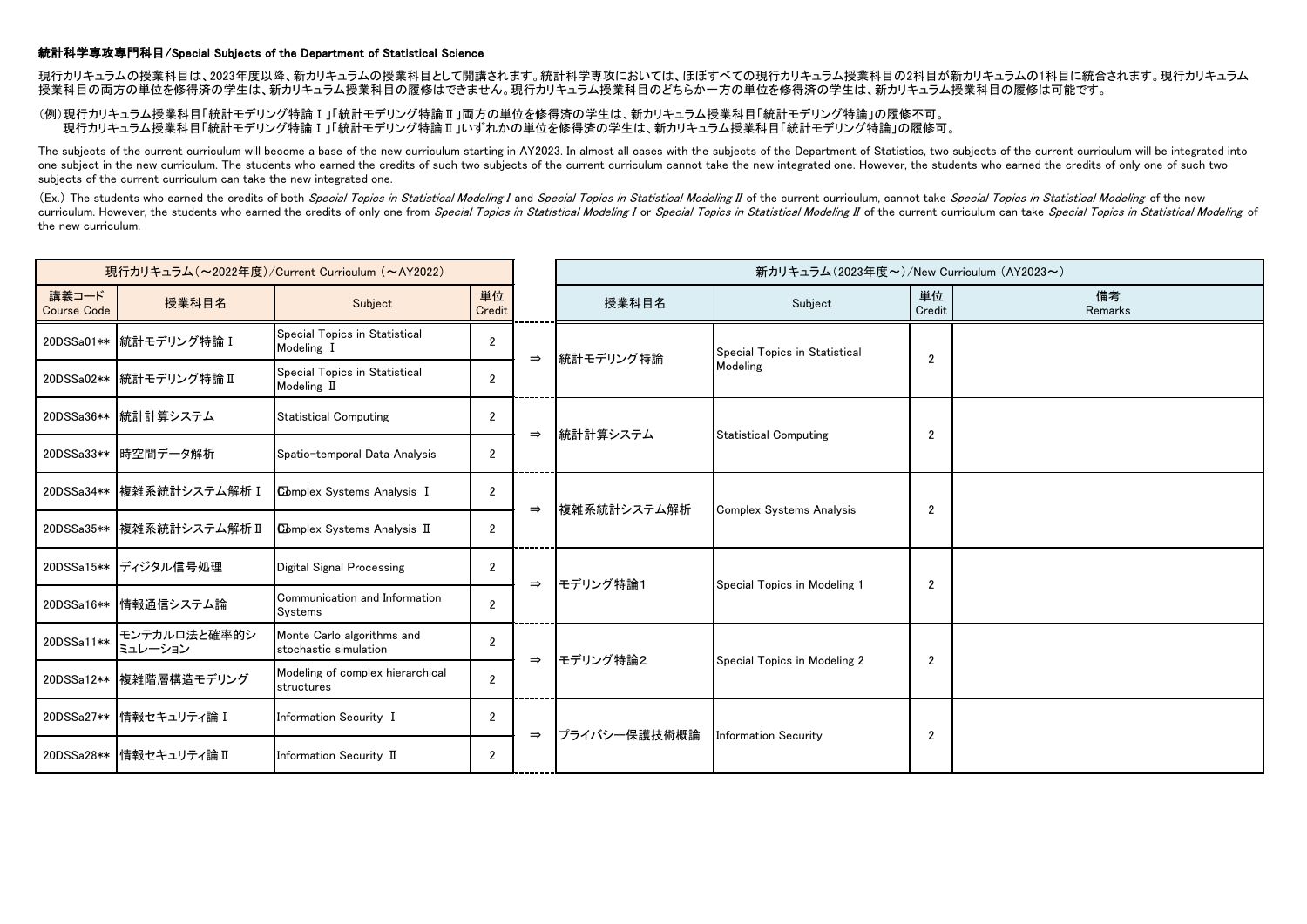**統計科学専攻専門科目/Special Subjects of the Department of Statistical Science**

現行カリキュラムの授業科目は、2023年度以降、新カリキュラムの授業科目として開講されます。統計科学専攻においては、ほぼすべての現行カリキュラム授業科目の2科目が新カリキュラムの1科目に統合されます。現行カリキュラム授業科目の両方の単位を修得済の学生は、新カリキュラム授業科目の履修はできません。現行カリキュラム授業科目のどちらか一方の単位を修得済の学生は、新カリキュラム授業科目の履修は可能です。

（例）現行カリキュラム授業科目「統計モデリング特論Ⅰ」「統計モデリング特論Ⅱ」両方の単位を修得済の学生は、新カリキュラム授業科目「統計モデリング特論」の履修不可。
　　現行カリキュラム授業科目「統計モデリング特論Ⅰ」「統計モデリング特論Ⅱ」いずれかの単位を修得済の学生は、新カリキュラム授業科目「統計モデリング特論」の履修可。

The subjects of the current curriculum will become a base of the new curriculum starting in AY2023. In almost all cases with the subjects of the Department of Statistics, two subjects of the current curriculum will be integrated into one subject in the new curriculum. The students who earned the credits of such two subjects of the current curriculum cannot take the new integrated one. However, the students who earned the credits of only one of such two subjects of the current curriculum can take the new integrated one.

(Ex.) The students who earned the credits of both *Special Topics in Statistical Modeling I* and *Special Topics in Statistical Modeling II* of the current curriculum, cannot take *Special Topics in Statistical Modeling* of the new curriculum. However, the students who earned the credits of only one from *Special Topics in Statistical Modeling I* or *Special Topics in Statistical Modeling II* of the current curriculum can take *Special Topics in Statistical Modeling* of the new curriculum.

| 現行カリキュラム（～2022年度）/Current Curriculum (～AY2022) | | | | | 新カリキュラム（2023年度～）/New Curriculum (AY2023～) | | | |
|---|---|---|---|---|---|---|---|---|
| 講義コード Course Code | 授業科目名 | Subject | 単位 Credit | | 授業科目名 | Subject | 単位 Credit | 備考 Remarks |
| 20DSSa01** | 統計モデリング特論Ⅰ | Special Topics in Statistical Modeling Ⅰ | 2 | ⇒ | 統計モデリング特論 | Special Topics in Statistical Modeling | 2 | |
| 20DSSa02** | 統計モデリング特論Ⅱ | Special Topics in Statistical Modeling Ⅱ | 2 | | | | | |
| 20DSSa36** | 統計計算システム | Statistical Computing | 2 | ⇒ | 統計計算システム | Statistical Computing | 2 | |
| 20DSSa33** | 時空間データ解析 | Spatio-temporal Data Analysis | 2 | | | | | |
| 20DSSa34** | 複雑系統計システム解析Ⅰ | Complex Systems Analysis Ⅰ | 2 | ⇒ | 複雑系統計システム解析 | Complex Systems Analysis | 2 | |
| 20DSSa35** | 複雑系統計システム解析Ⅱ | Complex Systems Analysis Ⅱ | 2 | | | | | |
| 20DSSa15** | ディジタル信号処理 | Digital Signal Processing | 2 | ⇒ | モデリング特論1 | Special Topics in Modeling 1 | 2 | |
| 20DSSa16** | 情報通信システム論 | Communication and Information Systems | 2 | | | | | |
| 20DSSa11** | モンテカルロ法と確率的シミュレーション | Monte Carlo algorithms and stochastic simulation | 2 | ⇒ | モデリング特論2 | Special Topics in Modeling 2 | 2 | |
| 20DSSa12** | 複雑階層構造モデリング | Modeling of complex hierarchical structures | 2 | | | | | |
| 20DSSa27** | 情報セキュリティ論Ⅰ | Information Security Ⅰ | 2 | ⇒ | プライバシー保護技術概論 | Information Security | 2 | |
| 20DSSa28** | 情報セキュリティ論Ⅱ | Information Security Ⅱ | 2 | | | | | |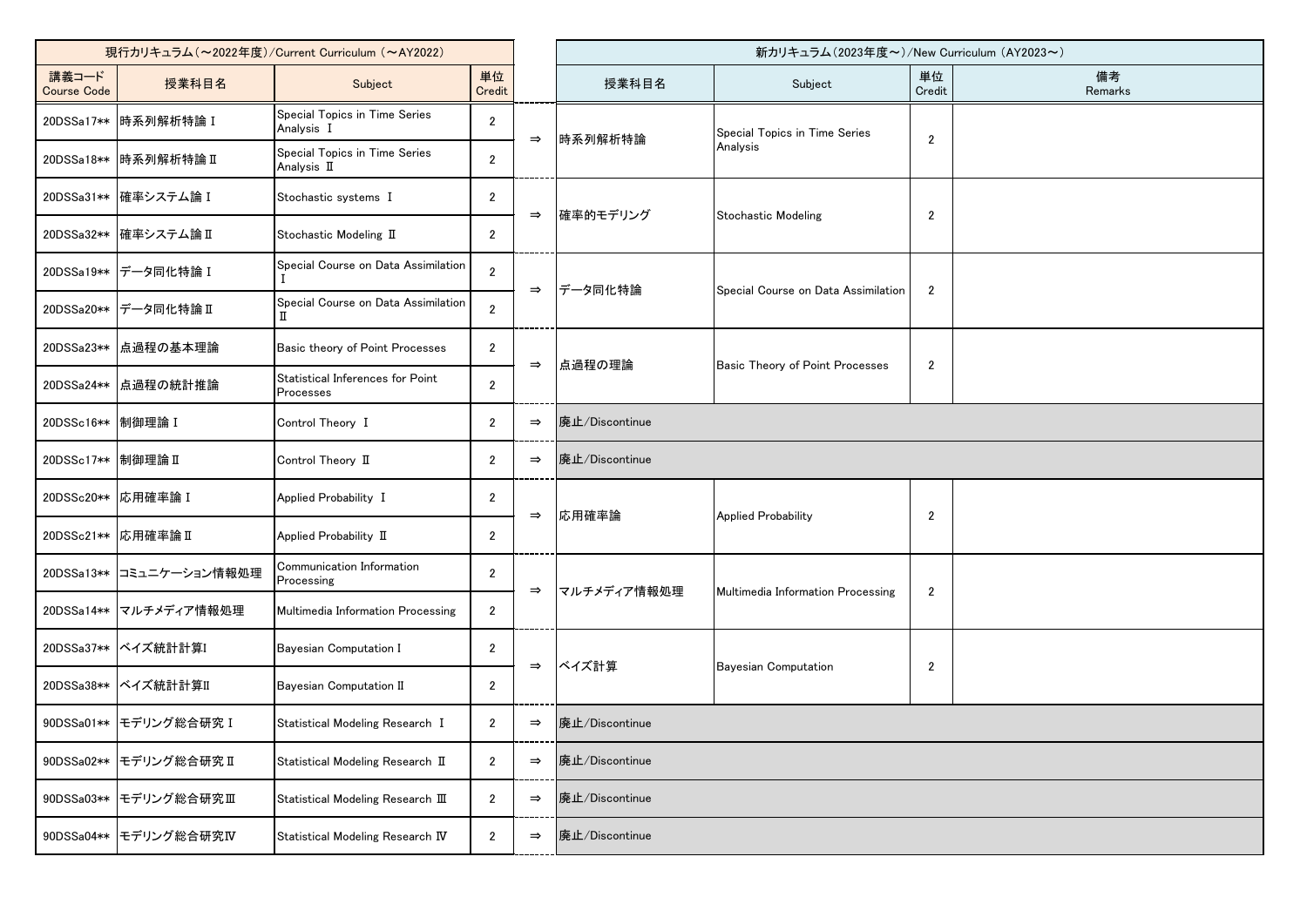| 現行カリキュラム（～2022年度）/Current Curriculum（～AY2022） | | | | | 新カリキュラム（2023年度～）/New Curriculum（AY2023～） | | | |
|---|---|---|---|---|---|---|---|---|
| 講義コード Course Code | 授業科目名 | Subject | 単位 Credit | | 授業科目名 | Subject | 単位 Credit | 備考 Remarks |
| 20DSSa17** | 時系列解析特論Ⅰ | Special Topics in Time Series Analysis Ⅰ | 2 | ⇒ | 時系列解析特論 | Special Topics in Time Series Analysis | 2 | |
| 20DSSa18** | 時系列解析特論Ⅱ | Special Topics in Time Series Analysis Ⅱ | 2 | | | | | |
| 20DSSa31** | 確率システム論Ⅰ | Stochastic systems Ⅰ | 2 | ⇒ | 確率的モデリング | Stochastic Modeling | 2 | |
| 20DSSa32** | 確率システム論Ⅱ | Stochastic Modeling Ⅱ | 2 | | | | | |
| 20DSSa19** | データ同化特論Ⅰ | Special Course on Data Assimilation Ⅰ | 2 | ⇒ | データ同化特論 | Special Course on Data Assimilation | 2 | |
| 20DSSa20** | データ同化特論Ⅱ | Special Course on Data Assimilation Ⅱ | 2 | | | | | |
| 20DSSa23** | 点過程の基本理論 | Basic theory of Point Processes | 2 | ⇒ | 点過程の理論 | Basic Theory of Point Processes | 2 | |
| 20DSSa24** | 点過程の統計推論 | Statistical Inferences for Point Processes | 2 | | | | | |
| 20DSSc16** | 制御理論Ⅰ | Control Theory Ⅰ | 2 | ⇒ | 廃止/Discontinue | | | |
| 20DSSc17** | 制御理論Ⅱ | Control Theory Ⅱ | 2 | ⇒ | 廃止/Discontinue | | | |
| 20DSSc20** | 応用確率論Ⅰ | Applied Probability Ⅰ | 2 | ⇒ | 応用確率論 | Applied Probability | 2 | |
| 20DSSc21** | 応用確率論Ⅱ | Applied Probability Ⅱ | 2 | | | | | |
| 20DSSa13** | コミュニケーション情報処理 | Communication Information Processing | 2 | ⇒ | マルチメディア情報処理 | Multimedia Information Processing | 2 | |
| 20DSSa14** | マルチメディア情報処理 | Multimedia Information Processing | 2 | | | | | |
| 20DSSa37** | ベイズ統計計算Ⅰ | Bayesian Computation Ⅰ | 2 | ⇒ | ベイズ計算 | Bayesian Computation | 2 | |
| 20DSSa38** | ベイズ統計計算Ⅱ | Bayesian Computation Ⅱ | 2 | | | | | |
| 90DSSa01** | モデリング総合研究Ⅰ | Statistical Modeling Research Ⅰ | 2 | ⇒ | 廃止/Discontinue | | | |
| 90DSSa02** | モデリング総合研究Ⅱ | Statistical Modeling Research Ⅱ | 2 | ⇒ | 廃止/Discontinue | | | |
| 90DSSa03** | モデリング総合研究Ⅲ | Statistical Modeling Research Ⅲ | 2 | ⇒ | 廃止/Discontinue | | | |
| 90DSSa04** | モデリング総合研究Ⅳ | Statistical Modeling Research Ⅳ | 2 | ⇒ | 廃止/Discontinue | | | |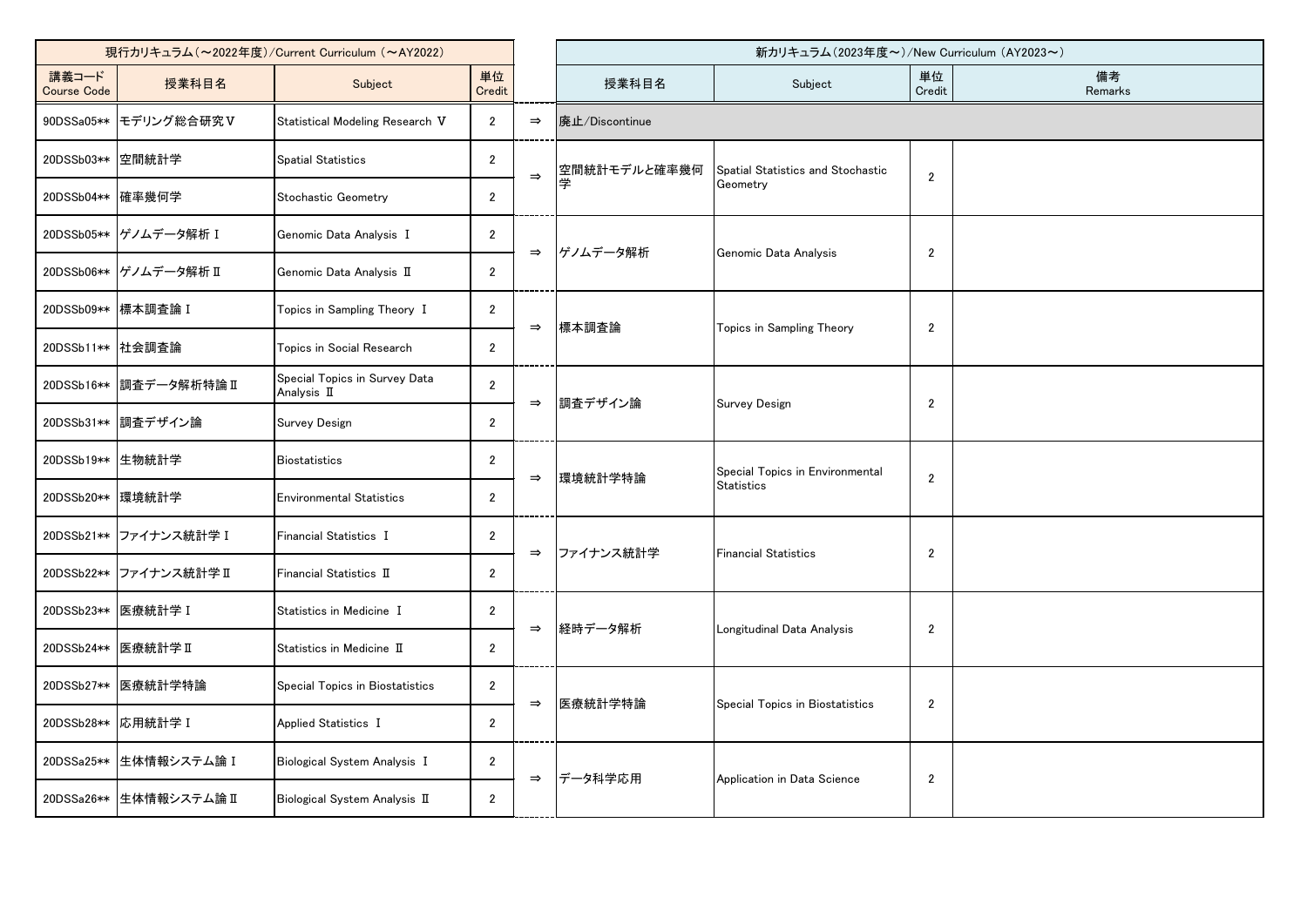| 現行カリキュラム（～2022年度）/Current Curriculum（～AY2022） | | | | | 新カリキュラム（2023年度～）/New Curriculum（AY2023～） | | | |
|---|---|---|---|---|---|---|---|---|
| 講義コード Course Code | 授業科目名 | Subject | 単位 Credit | | 授業科目名 | Subject | 単位 Credit | 備考 Remarks |
| 90DSSa05** | モデリング総合研究Ⅴ | Statistical Modeling Research Ⅴ | 2 | ⇒ | 廃止/Discontinue | | | |
| 20DSSb03** | 空間統計学 | Spatial Statistics | 2 | ⇒ | 空間統計モデルと確率幾何学 | Spatial Statistics and Stochastic Geometry | 2 | |
| 20DSSb04** | 確率幾何学 | Stochastic Geometry | 2 | | | | | |
| 20DSSb05** | ゲノムデータ解析Ⅰ | Genomic Data Analysis Ⅰ | 2 | ⇒ | ゲノムデータ解析 | Genomic Data Analysis | 2 | |
| 20DSSb06** | ゲノムデータ解析Ⅱ | Genomic Data Analysis Ⅱ | 2 | | | | | |
| 20DSSb09** | 標本調査論Ⅰ | Topics in Sampling Theory Ⅰ | 2 | ⇒ | 標本調査論 | Topics in Sampling Theory | 2 | |
| 20DSSb11** | 社会調査論 | Topics in Social Research | 2 | | | | | |
| 20DSSb16** | 調査データ解析特論Ⅱ | Special Topics in Survey Data Analysis Ⅱ | 2 | ⇒ | 調査デザイン論 | Survey Design | 2 | |
| 20DSSb31** | 調査デザイン論 | Survey Design | 2 | | | | | |
| 20DSSb19** | 生物統計学 | Biostatistics | 2 | ⇒ | 環境統計学特論 | Special Topics in Environmental Statistics | 2 | |
| 20DSSb20** | 環境統計学 | Environmental Statistics | 2 | | | | | |
| 20DSSb21** | ファイナンス統計学Ⅰ | Financial Statistics Ⅰ | 2 | ⇒ | ファイナンス統計学 | Financial Statistics | 2 | |
| 20DSSb22** | ファイナンス統計学Ⅱ | Financial Statistics Ⅱ | 2 | | | | | |
| 20DSSb23** | 医療統計学Ⅰ | Statistics in Medicine Ⅰ | 2 | ⇒ | 経時データ解析 | Longitudinal Data Analysis | 2 | |
| 20DSSb24** | 医療統計学Ⅱ | Statistics in Medicine Ⅱ | 2 | | | | | |
| 20DSSb27** | 医療統計学特論 | Special Topics in Biostatistics | 2 | ⇒ | 医療統計学特論 | Special Topics in Biostatistics | 2 | |
| 20DSSb28** | 応用統計学Ⅰ | Applied Statistics Ⅰ | 2 | | | | | |
| 20DSSa25** | 生体情報システム論Ⅰ | Biological System Analysis Ⅰ | 2 | ⇒ | データ科学応用 | Application in Data Science | 2 | |
| 20DSSa26** | 生体情報システム論Ⅱ | Biological System Analysis Ⅱ | 2 | | | | | |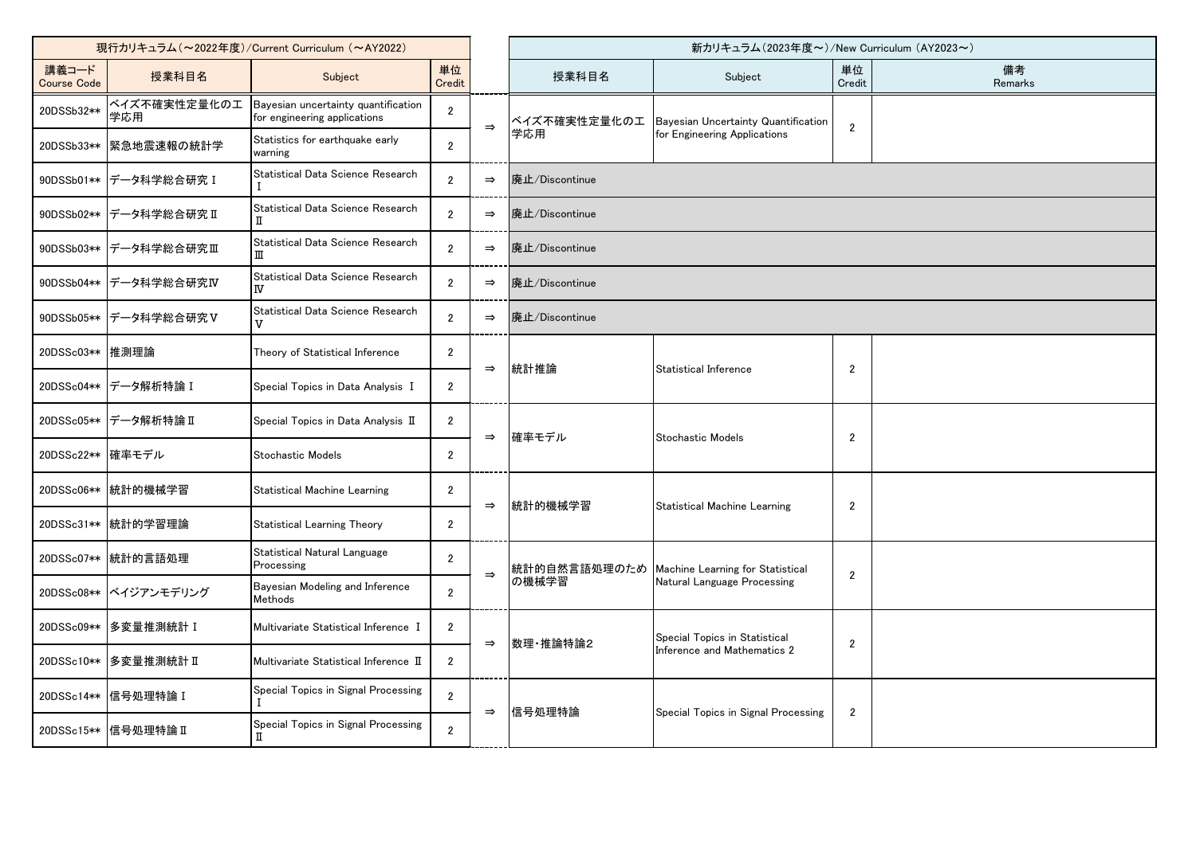| 現行カリキュラム（～2022年度）/Current Curriculum（～AY2022） | | | | | 新カリキュラム（2023年度～）/New Curriculum（AY2023～） | | | |
|---|---|---|---|---|---|---|---|---|
| 講義コード Course Code | 授業科目名 | Subject | 単位 Credit | | 授業科目名 | Subject | 単位 Credit | 備考 Remarks |
| 20DSSb32** | ベイズ不確実性定量化の工学応用 | Bayesian uncertainty quantification for engineering applications | 2 | ⇒ | ベイズ不確実性定量化の工学応用 | Bayesian Uncertainty Quantification for Engineering Applications | 2 | |
| 20DSSb33** | 緊急地震速報の統計学 | Statistics for earthquake early warning | 2 | | | | | |
| 90DSSb01** | データ科学総合研究Ⅰ | Statistical Data Science Research Ⅰ | 2 | ⇒ | 廃止/Discontinue | | | |
| 90DSSb02** | データ科学総合研究Ⅱ | Statistical Data Science Research Ⅱ | 2 | ⇒ | 廃止/Discontinue | | | |
| 90DSSb03** | データ科学総合研究Ⅲ | Statistical Data Science Research Ⅲ | 2 | ⇒ | 廃止/Discontinue | | | |
| 90DSSb04** | データ科学総合研究Ⅳ | Statistical Data Science Research Ⅳ | 2 | ⇒ | 廃止/Discontinue | | | |
| 90DSSb05** | データ科学総合研究Ⅴ | Statistical Data Science Research Ⅴ | 2 | ⇒ | 廃止/Discontinue | | | |
| 20DSSc03** | 推測理論 | Theory of Statistical Inference | 2 | ⇒ | 統計推論 | Statistical Inference | 2 | |
| 20DSSc04** | データ解析特論Ⅰ | Special Topics in Data Analysis Ⅰ | 2 | | | | | |
| 20DSSc05** | データ解析特論Ⅱ | Special Topics in Data Analysis Ⅱ | 2 | ⇒ | 確率モデル | Stochastic Models | 2 | |
| 20DSSc22** | 確率モデル | Stochastic Models | 2 | | | | | |
| 20DSSc06** | 統計的機械学習 | Statistical Machine Learning | 2 | ⇒ | 統計的機械学習 | Statistical Machine Learning | 2 | |
| 20DSSc31** | 統計的学習理論 | Statistical Learning Theory | 2 | | | | | |
| 20DSSc07** | 統計的言語処理 | Statistical Natural Language Processing | 2 | ⇒ | 統計的自然言語処理のための機械学習 | Machine Learning for Statistical Natural Language Processing | 2 | |
| 20DSSc08** | ベイジアンモデリング | Bayesian Modeling and Inference Methods | 2 | | | | | |
| 20DSSc09** | 多変量推測統計Ⅰ | Multivariate Statistical Inference Ⅰ | 2 | ⇒ | 数理・推論特論2 | Special Topics in Statistical Inference and Mathematics 2 | 2 | |
| 20DSSc10** | 多変量推測統計Ⅱ | Multivariate Statistical Inference Ⅱ | 2 | | | | | |
| 20DSSc14** | 信号処理特論Ⅰ | Special Topics in Signal Processing Ⅰ | 2 | ⇒ | 信号処理特論 | Special Topics in Signal Processing | 2 | |
| 20DSSc15** | 信号処理特論Ⅱ | Special Topics in Signal Processing Ⅱ | 2 | | | | | |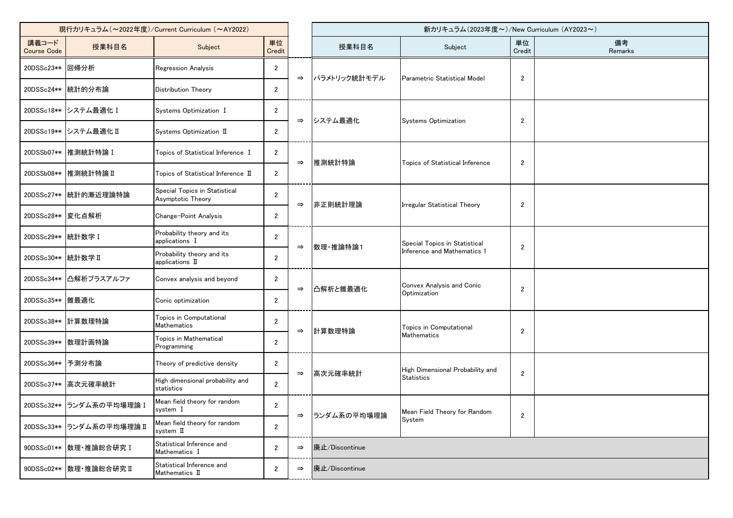| 現行カリキュラム（～2022年度）/Current Curriculum（～AY2022） | | | | | 新カリキュラム（2023年度～）/New Curriculum（AY2023～） | | | |
|---|---|---|---|---|---|---|---|---|
| 講義コード Course Code | 授業科目名 | Subject | 単位 Credit | | 授業科目名 | Subject | 単位 Credit | 備考 Remarks |
| 20DSSc23** | 回帰分析 | Regression Analysis | 2 | ⇒ | パラメトリック統計モデル | Parametric Statistical Model | 2 | |
| 20DSSc24** | 統計的分布論 | Distribution Theory | 2 | | | | | |
| 20DSSc18** | システム最適化Ⅰ | Systems Optimization Ⅰ | 2 | ⇒ | システム最適化 | Systems Optimization | 2 | |
| 20DSSc19** | システム最適化Ⅱ | Systems Optimization Ⅱ | 2 | | | | | |
| 20DSSb07** | 推測統計特論Ⅰ | Topics of Statistical Inference Ⅰ | 2 | ⇒ | 推測統計特論 | Topics of Statistical Inference | 2 | |
| 20DSSb08** | 推測統計特論Ⅱ | Topics of Statistical Inference Ⅱ | 2 | | | | | |
| 20DSSc27** | 統計的漸近理論特論 | Special Topics in Statistical Asymptotic Theory | 2 | ⇒ | 非正則統計理論 | Irregular Statistical Theory | 2 | |
| 20DSSc28** | 変化点解析 | Change-Point Analysis | 2 | | | | | |
| 20DSSc29** | 統計数学Ⅰ | Probability theory and its applications Ⅰ | 2 | ⇒ | 数理・推論特論1 | Special Topics in Statistical Inference and Mathematics 1 | 2 | |
| 20DSSc30** | 統計数学Ⅱ | Probability theory and its applications Ⅱ | 2 | | | | | |
| 20DSSc34** | 凸解析プラスアルファ | Convex analysis and beyond | 2 | ⇒ | 凸解析と錐最適化 | Convex Analysis and Conic Optimization | 2 | |
| 20DSSc35** | 錐最適化 | Conic optimization | 2 | | | | | |
| 20DSSc38** | 計算数理特論 | Topics in Computational Mathematics | 2 | ⇒ | 計算数理特論 | Topics in Computational Mathematics | 2 | |
| 20DSSc39** | 数理計画特論 | Topics in Mathematical Programming | 2 | | | | | |
| 20DSSc36** | 予測分布論 | Theory of predictive density | 2 | ⇒ | 高次元確率統計 | High Dimensional Probability and Statistics | 2 | |
| 20DSSc37** | 高次元確率統計 | High dimensional probability and statistics | 2 | | | | | |
| 20DSSc32** | ランダム系の平均場理論Ⅰ | Mean field theory for random system Ⅰ | 2 | ⇒ | ランダム系の平均場理論 | Mean Field Theory for Random System | 2 | |
| 20DSSc33** | ランダム系の平均場理論Ⅱ | Mean field theory for random system Ⅱ | 2 | | | | | |
| 90DSSc01** | 数理・推論総合研究Ⅰ | Statistical Inference and Mathematics Ⅰ | 2 | ⇒ | 廃止/Discontinue | | | |
| 90DSSc02** | 数理・推論総合研究Ⅱ | Statistical Inference and Mathematics Ⅱ | 2 | ⇒ | 廃止/Discontinue | | | |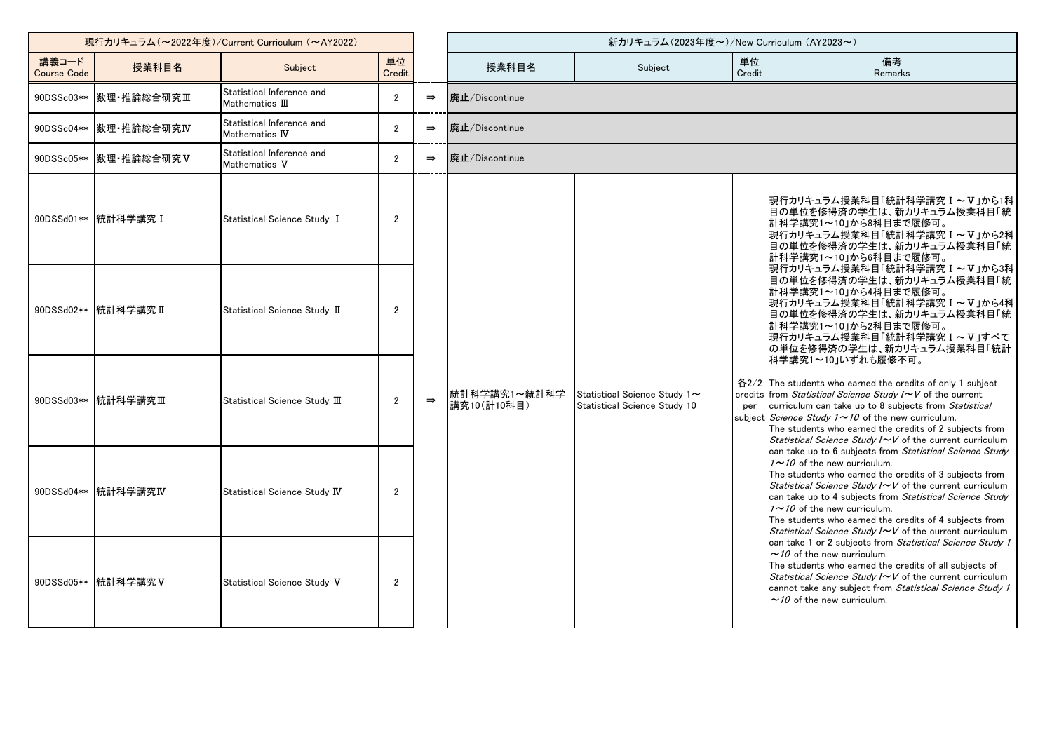| 現行カリキュラム（～2022年度）/Current Curriculum（～AY2022） | | | | | 新カリキュラム（2023年度～）/New Curriculum（AY2023～） | | | |
|---|---|---|---|---|---|---|---|---|
| 講義コード Course Code | 授業科目名 | Subject | 単位 Credit | | 授業科目名 | Subject | 単位 Credit | 備考 Remarks |
| 90DSSc03** | 数理・推論総合研究Ⅲ | Statistical Inference and Mathematics Ⅲ | 2 | ⇒ | 廃止/Discontinue | | | |
| 90DSSc04** | 数理・推論総合研究Ⅳ | Statistical Inference and Mathematics Ⅳ | 2 | ⇒ | 廃止/Discontinue | | | |
| 90DSSc05** | 数理・推論総合研究Ⅴ | Statistical Inference and Mathematics Ⅴ | 2 | ⇒ | 廃止/Discontinue | | | |
| 90DSSd01** | 統計科学講究Ⅰ | Statistical Science Study Ⅰ | 2 | ⇒ | 統計科学講究1～統計科学講究10(計10科目) | Statistical Science Study 1～ Statistical Science Study 10 | 各2/2 credits per subject | 現行カリキュラム授業科目「統計科学講究Ⅰ～Ⅴ」から1科目の単位を修得済の学生は、新カリキュラム授業科目「統計科学講究1～10」から8科目まで履修可。<br>現行カリキュラム授業科目「統計科学講究Ⅰ～Ⅴ」から2科目の単位を修得済の学生は、新カリキュラム授業科目「統計科学講究1～10」から6科目まで履修可。<br>現行カリキュラム授業科目「統計科学講究Ⅰ～Ⅴ」から3科目の単位を修得済の学生は、新カリキュラム授業科目「統計科学講究1～10」から4科目まで履修可。<br>現行カリキュラム授業科目「統計科学講究Ⅰ～Ⅴ」から4科目の単位を修得済の学生は、新カリキュラム授業科目「統計科学講究1～10」から2科目まで履修可。<br>現行カリキュラム授業科目「統計科学講究Ⅰ～Ⅴ」すべての単位を修得済の学生は、新カリキュラム授業科目「統計科学講究1～10」いずれも履修不可。<br>The students who earned the credits of only 1 subject from *Statistical Science Study I～V* of the current curriculum can take up to 8 subjects from *Statistical Science Study 1～10* of the new curriculum.<br>The students who earned the credits of 2 subjects from *Statistical Science Study I～V* of the current curriculum can take up to 6 subjects from *Statistical Science Study 1～10* of the new curriculum.<br>The students who earned the credits of 3 subjects from *Statistical Science Study I～V* of the current curriculum can take up to 4 subjects from *Statistical Science Study 1～10* of the new curriculum.<br>The students who earned the credits of 4 subjects from *Statistical Science Study I～V* of the current curriculum can take 1 or 2 subjects from *Statistical Science Study 1～10* of the new curriculum.<br>The students who earned the credits of all subjects of *Statistical Science Study I～V* of the current curriculum cannot take any subject from *Statistical Science Study 1～10* of the new curriculum. |
| 90DSSd02** | 統計科学講究Ⅱ | Statistical Science Study Ⅱ | 2 | | | | | |
| 90DSSd03** | 統計科学講究Ⅲ | Statistical Science Study Ⅲ | 2 | | | | | |
| 90DSSd04** | 統計科学講究Ⅳ | Statistical Science Study Ⅳ | 2 | | | | | |
| 90DSSd05** | 統計科学講究Ⅴ | Statistical Science Study Ⅴ | 2 | | | | | |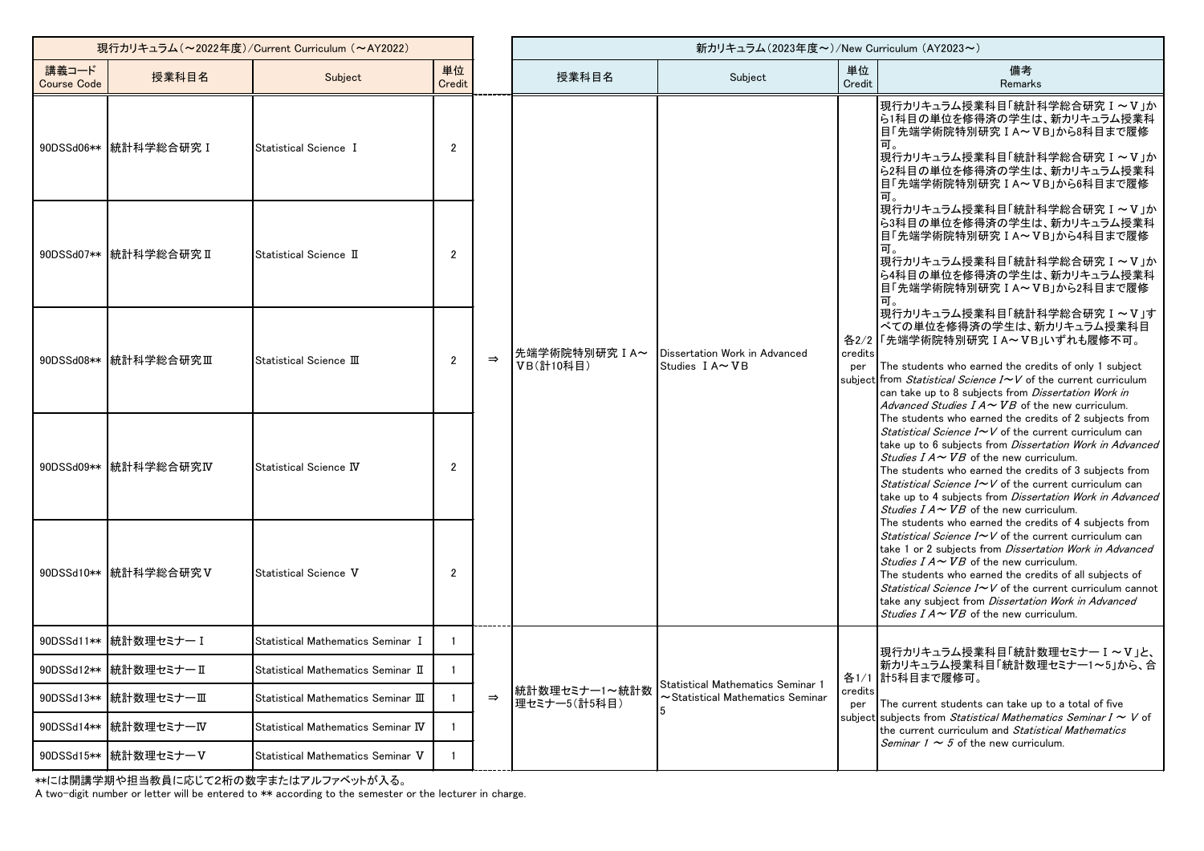| 現行カリキュラム（～2022年度）/Current Curriculum （～AY2022） | | | | | 新カリキュラム（2023年度～）/New Curriculum （AY2023～） | | | |
|---|---|---|---|---|---|---|---|---|
| 講義コード Course Code | 授業科目名 | Subject | 単位 Credit | | 授業科目名 | Subject | 単位 Credit | 備考 Remarks |
| 90DSSd06** | 統計科学総合研究Ⅰ | Statistical Science Ⅰ | 2 | ⇒ | 先端学術院特別研究ⅠA～ⅤB（計10科目） | Dissertation Work in Advanced Studies ⅠA～ⅤB | 各2/2 credits per subject | 現行カリキュラム授業科目「統計科学総合研究Ⅰ～Ⅴ」から1科目の単位を修得済の学生は、新カリキュラム授業科目「先端学術院特別研究ⅠA～ⅤB」から8科目まで履修可。<br>現行カリキュラム授業科目「統計科学総合研究Ⅰ～Ⅴ」から2科目の単位を修得済の学生は、新カリキュラム授業科目「先端学術院特別研究ⅠA～ⅤB」から6科目まで履修可。<br>現行カリキュラム授業科目「統計科学総合研究Ⅰ～Ⅴ」から3科目の単位を修得済の学生は、新カリキュラム授業科目「先端学術院特別研究ⅠA～ⅤB」から4科目まで履修可。<br>現行カリキュラム授業科目「統計科学総合研究Ⅰ～Ⅴ」から4科目の単位を修得済の学生は、新カリキュラム授業科目「先端学術院特別研究ⅠA～ⅤB」から2科目まで履修可。<br>現行カリキュラム授業科目「統計科学総合研究Ⅰ～Ⅴ」すべての単位を修得済の学生は、新カリキュラム授業科目「先端学術院特別研究ⅠA～ⅤB」いずれも履修不可。<br><br>The students who earned the credits of only 1 subject from *Statistical Science Ⅰ～Ⅴ* of the current curriculum can take up to 8 subjects from *Dissertation Work in Advanced Studies ⅠA～ⅤB* of the new curriculum.<br>The students who earned the credits of 2 subjects from *Statistical Science Ⅰ～Ⅴ* of the current curriculum can take up to 6 subjects from *Dissertation Work in Advanced Studies ⅠA～ⅤB* of the new curriculum.<br>The students who earned the credits of 3 subjects from *Statistical Science Ⅰ～Ⅴ* of the current curriculum can take up to 4 subjects from *Dissertation Work in Advanced Studies ⅠA～ⅤB* of the new curriculum.<br>The students who earned the credits of 4 subjects from *Statistical Science Ⅰ～Ⅴ* of the current curriculum can take 1 or 2 subjects from *Dissertation Work in Advanced Studies ⅠA～ⅤB* of the new curriculum.<br>The students who earned the credits of all subjects of *Statistical Science Ⅰ～Ⅴ* of the current curriculum cannot take any subject from *Dissertation Work in Advanced Studies ⅠA～ⅤB* of the new curriculum. |
| 90DSSd07** | 統計科学総合研究Ⅱ | Statistical Science Ⅱ | 2 | | | | | |
| 90DSSd08** | 統計科学総合研究Ⅲ | Statistical Science Ⅲ | 2 | | | | | |
| 90DSSd09** | 統計科学総合研究Ⅳ | Statistical Science Ⅳ | 2 | | | | | |
| 90DSSd10** | 統計科学総合研究Ⅴ | Statistical Science Ⅴ | 2 | | | | | |
| 90DSSd11** | 統計数理セミナーⅠ | Statistical Mathematics Seminar Ⅰ | 1 | ⇒ | 統計数理セミナー1～統計数理セミナー5（計5科目） | Statistical Mathematics Seminar 1～Statistical Mathematics Seminar 5 | 各1/1 credits per subject | 現行カリキュラム授業科目「統計数理セミナーⅠ～Ⅴ」と、新カリキュラム授業科目「統計数理セミナー1～5」から、合計5科目まで履修可。<br><br>The current students can take up to a total of five subjects from *Statistical Mathematics Seminar Ⅰ ～ Ⅴ* of the current curriculum and *Statistical Mathematics Seminar 1 ～ 5* of the new curriculum. |
| 90DSSd12** | 統計数理セミナーⅡ | Statistical Mathematics Seminar Ⅱ | 1 | | | | | |
| 90DSSd13** | 統計数理セミナーⅢ | Statistical Mathematics Seminar Ⅲ | 1 | | | | | |
| 90DSSd14** | 統計数理セミナーⅣ | Statistical Mathematics Seminar Ⅳ | 1 | | | | | |
| 90DSSd15** | 統計数理セミナーⅤ | Statistical Mathematics Seminar Ⅴ | 1 | | | | | |

**には開講学期や担当教員に応じて2桁の数字またはアルファベットが入る。
A two-digit number or letter will be entered to ** according to the semester or the lecturer in charge.